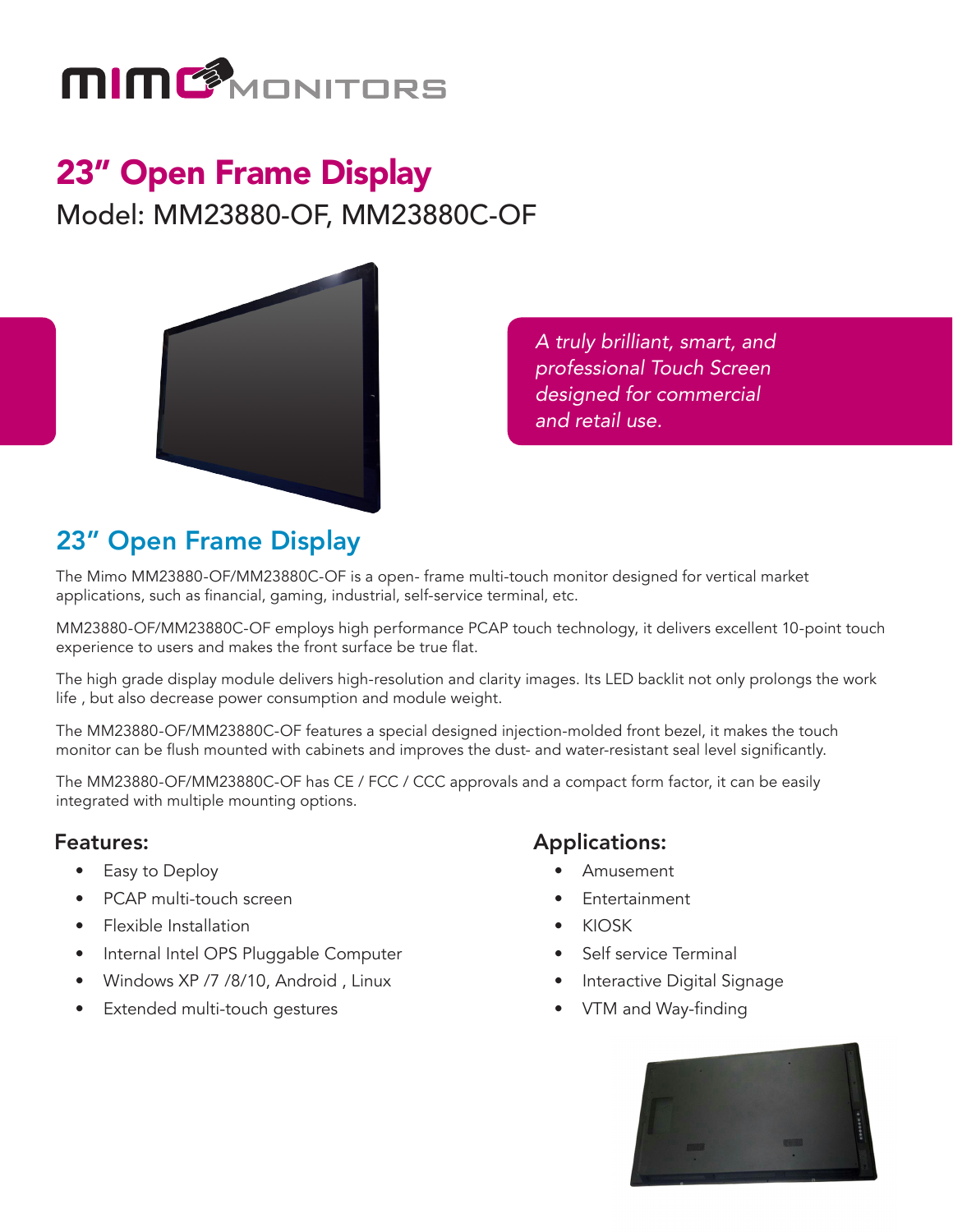# 23” Open Frame Display

Model: MM23880-OF, MM23880C-OF

*A truly brilliant, smart, and professional Touch Screen designed for commercial and retail use.*

## 23” Open Frame Display

The Mimo MM23880-OF/MM23880C-OF is a open- frame multi-touch monitor designed for vertical market applications, such as financial, gaming, industrial, self-service terminal, etc.

MM23880-OF/MM23880C-OF employs high performance PCAP touch technology, it delivers excellent 10-point touch experience to users and makes the front surface be true flat.

The high grade display module delivers high-resolution and clarity images. Its LED backlit not only prolongs the work life , but also decrease power consumption and module weight.

The MM23880-OF/MM23880C-OF features a special designed injection-molded front bezel, it makes the touch monitor can be flush mounted with cabinets and improves the dust- and water-resistant seal level significantly.

The MM23880-OF/MM23880C-OF has CE / FCC / CCC approvals and a compact form factor, it can be easily integrated with multiple mounting options.

### Features:

- Easy to Deploy
- PCAP multi-touch screen
- Flexible Installation
- Internal Intel OPS Pluggable Computer
- Windows XP /7 /8/10, Android , Linux
- Extended multi-touch gestures

### Applications:

- Amusement
- Entertainment
- KIOSK
- Self service Terminal
- Interactive Digital Signage
- VTM and Way-finding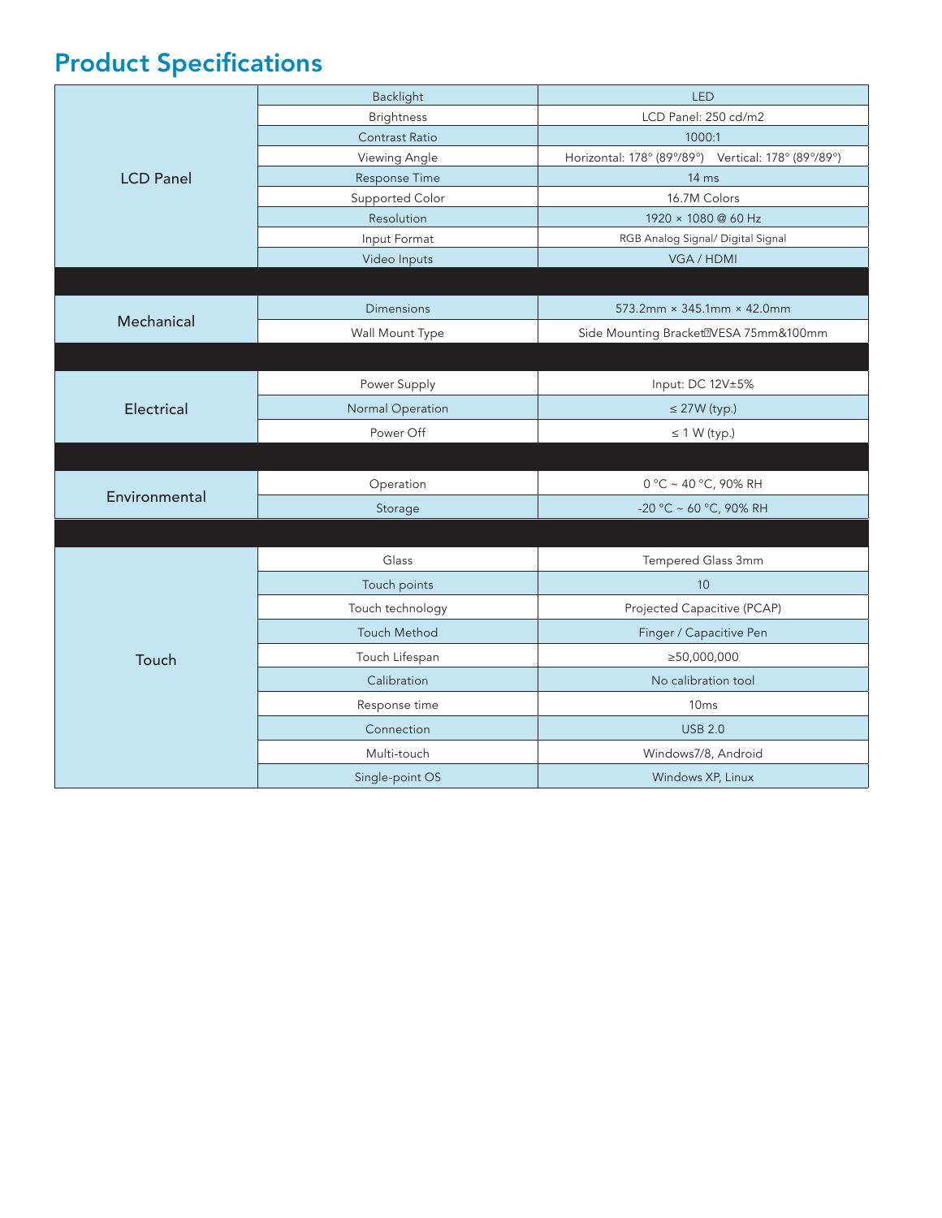# Product Specifications

| Category | Item | Specification |
|---|---|---|
| LCD Panel | Backlight | LED |
| | Brightness | LCD Panel: 250 cd/m2 |
| | Contrast Ratio | 1000:1 |
| | Viewing Angle | Horizontal: 178° (89°/89°)    Vertical: 178° (89°/89°) |
| | Response Time | 14 ms |
| | Supported Color | 16.7M Colors |
| | Resolution | 1920 × 1080 @ 60 Hz |
| | Input Format | RGB Analog Signal/ Digital Signal |
| | Video Inputs | VGA / HDMI |
| Mechanical | Dimensions | 573.2mm × 345.1mm × 42.0mm |
| | Wall Mount Type | Side Mounting Bracket、VESA 75mm&100mm |
| Electrical | Power Supply | Input: DC 12V±5% |
| | Normal Operation | ≤ 27W (typ.) |
| | Power Off | ≤ 1 W (typ.) |
| Environmental | Operation | 0 °C ~ 40 °C, 90% RH |
| | Storage | -20 °C ~ 60 °C, 90% RH |
| Touch | Glass | Tempered Glass 3mm |
| | Touch points | 10 |
| | Touch technology | Projected Capacitive (PCAP) |
| | Touch Method | Finger / Capacitive Pen |
| | Touch Lifespan | ≥50,000,000 |
| | Calibration | No calibration tool |
| | Response time | 10ms |
| | Connection | USB 2.0 |
| | Multi-touch | Windows7/8, Android |
| | Single-point OS | Windows XP, Linux |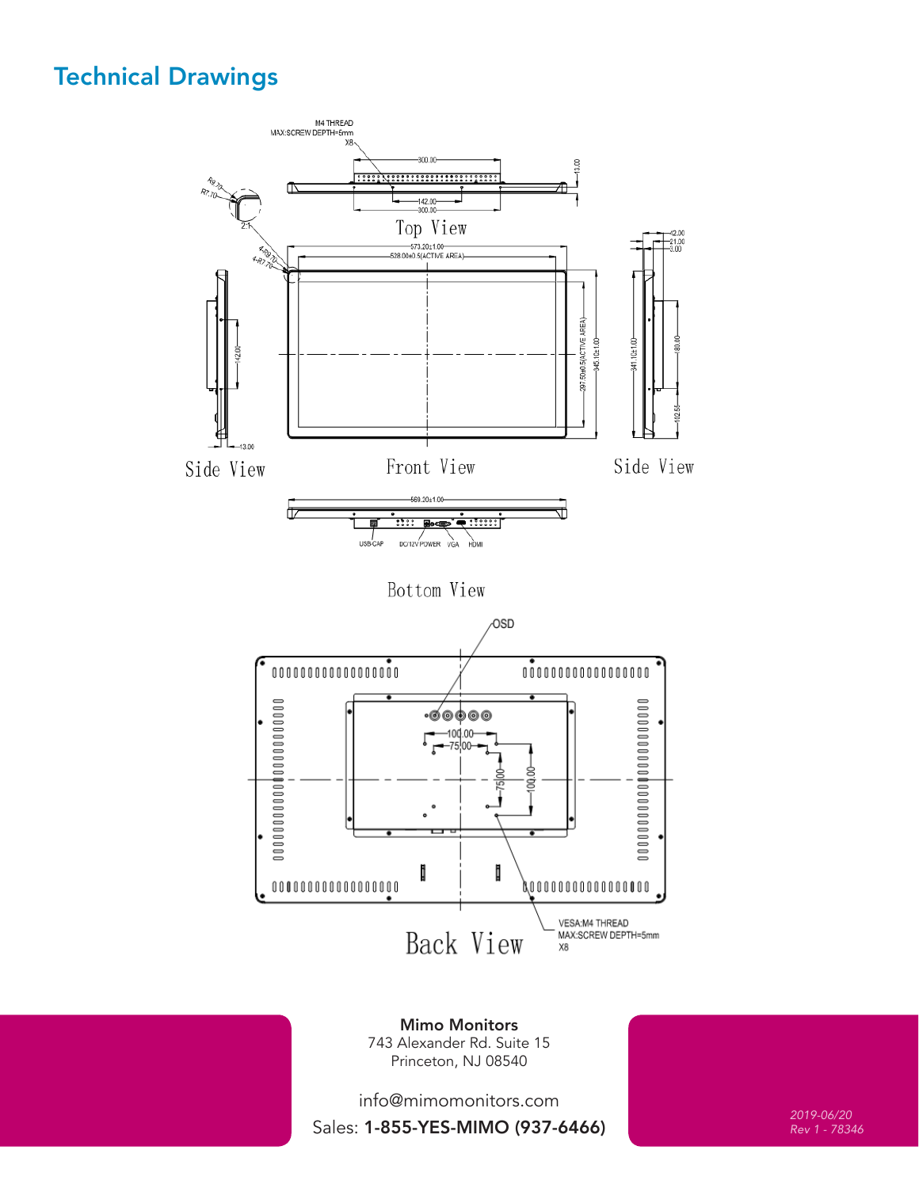## Technical Drawings

M4 THREAD
MAX:SCREW DEPTH=5mm
X8

300.00
13.00
142.00
300.00

Top View

R9.70
R7.70
2:1
4-R9.70
4-R7.70

573.20±1.00
528.00±0.5(ACTIVE AREA)

297.50±0.5(ACTIVE AREA)
345.10±1.00

142.00
13.00

42.00
21.00
3.00
341.10±1.00
80.00
102.55

Side View

Front View

Side View

569.20±1.00

USB-CAP
DC/12V POWER
VGA
HDMI

Bottom View

OSD

100.00
75.00
75.00
100.00

VESA:M4 THREAD
MAX:SCREW DEPTH=5mm
X8

Back View

**Mimo Monitors**
743 Alexander Rd. Suite 15
Princeton, NJ 08540

info@mimomonitors.com
Sales: **1-855-YES-MIMO (937-6466)**

*2019-06/20*
*Rev 1 - 78346*